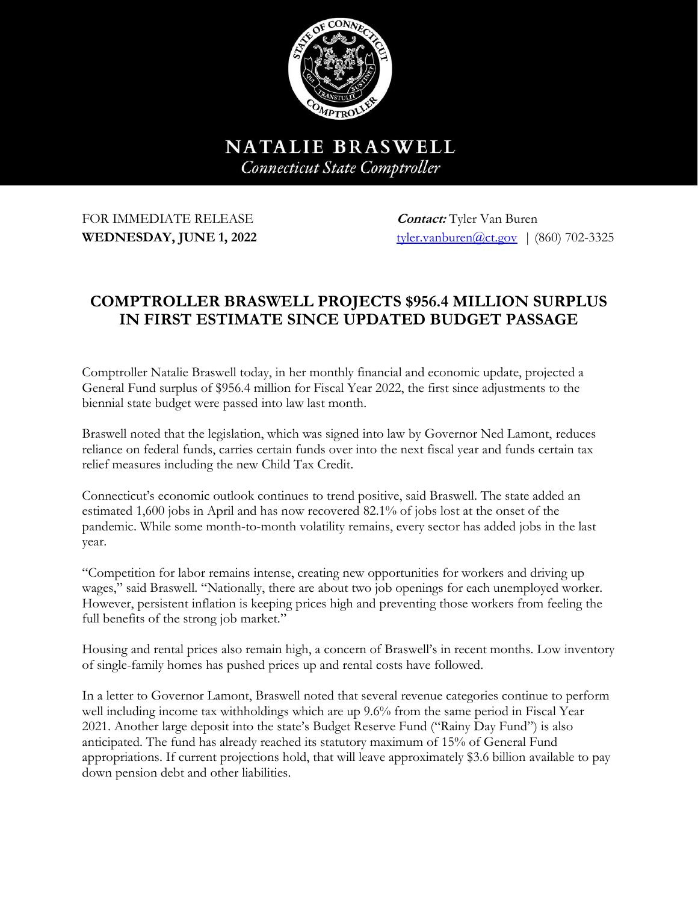**NATALIE BRASWELL**
*Connecticut State Comptroller*

FOR IMMEDIATE RELEASE
**WEDNESDAY, JUNE 1, 2022**

***Contact:*** Tyler Van Buren
tyler.vanburen@ct.gov | (860) 702-3325

# COMPTROLLER BRASWELL PROJECTS $956.4 MILLION SURPLUS IN FIRST ESTIMATE SINCE UPDATED BUDGET PASSAGE

Comptroller Natalie Braswell today, in her monthly financial and economic update, projected a General Fund surplus of $956.4 million for Fiscal Year 2022, the first since adjustments to the biennial state budget were passed into law last month.

Braswell noted that the legislation, which was signed into law by Governor Ned Lamont, reduces reliance on federal funds, carries certain funds over into the next fiscal year and funds certain tax relief measures including the new Child Tax Credit.

Connecticut's economic outlook continues to trend positive, said Braswell. The state added an estimated 1,600 jobs in April and has now recovered 82.1% of jobs lost at the onset of the pandemic. While some month-to-month volatility remains, every sector has added jobs in the last year.

"Competition for labor remains intense, creating new opportunities for workers and driving up wages," said Braswell. "Nationally, there are about two job openings for each unemployed worker. However, persistent inflation is keeping prices high and preventing those workers from feeling the full benefits of the strong job market."

Housing and rental prices also remain high, a concern of Braswell's in recent months. Low inventory of single-family homes has pushed prices up and rental costs have followed.

In a letter to Governor Lamont, Braswell noted that several revenue categories continue to perform well including income tax withholdings which are up 9.6% from the same period in Fiscal Year 2021. Another large deposit into the state's Budget Reserve Fund ("Rainy Day Fund") is also anticipated. The fund has already reached its statutory maximum of 15% of General Fund appropriations. If current projections hold, that will leave approximately $3.6 billion available to pay down pension debt and other liabilities.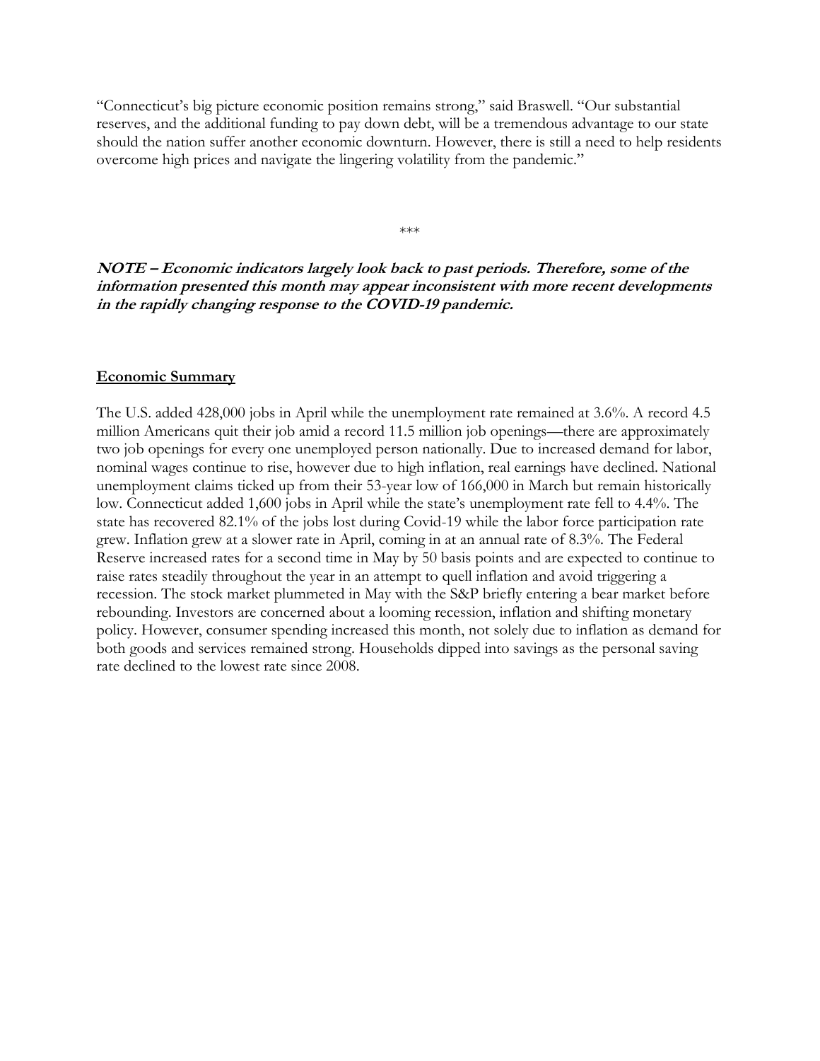"Connecticut's big picture economic position remains strong," said Braswell. "Our substantial reserves, and the additional funding to pay down debt, will be a tremendous advantage to our state should the nation suffer another economic downturn. However, there is still a need to help residents overcome high prices and navigate the lingering volatility from the pandemic."

***

***NOTE – Economic indicators largely look back to past periods. Therefore, some of the information presented this month may appear inconsistent with more recent developments in the rapidly changing response to the COVID-19 pandemic.***

## Economic Summary

The U.S. added 428,000 jobs in April while the unemployment rate remained at 3.6%. A record 4.5 million Americans quit their job amid a record 11.5 million job openings—there are approximately two job openings for every one unemployed person nationally. Due to increased demand for labor, nominal wages continue to rise, however due to high inflation, real earnings have declined. National unemployment claims ticked up from their 53-year low of 166,000 in March but remain historically low. Connecticut added 1,600 jobs in April while the state's unemployment rate fell to 4.4%. The state has recovered 82.1% of the jobs lost during Covid-19 while the labor force participation rate grew. Inflation grew at a slower rate in April, coming in at an annual rate of 8.3%. The Federal Reserve increased rates for a second time in May by 50 basis points and are expected to continue to raise rates steadily throughout the year in an attempt to quell inflation and avoid triggering a recession. The stock market plummeted in May with the S&P briefly entering a bear market before rebounding. Investors are concerned about a looming recession, inflation and shifting monetary policy. However, consumer spending increased this month, not solely due to inflation as demand for both goods and services remained strong. Households dipped into savings as the personal saving rate declined to the lowest rate since 2008.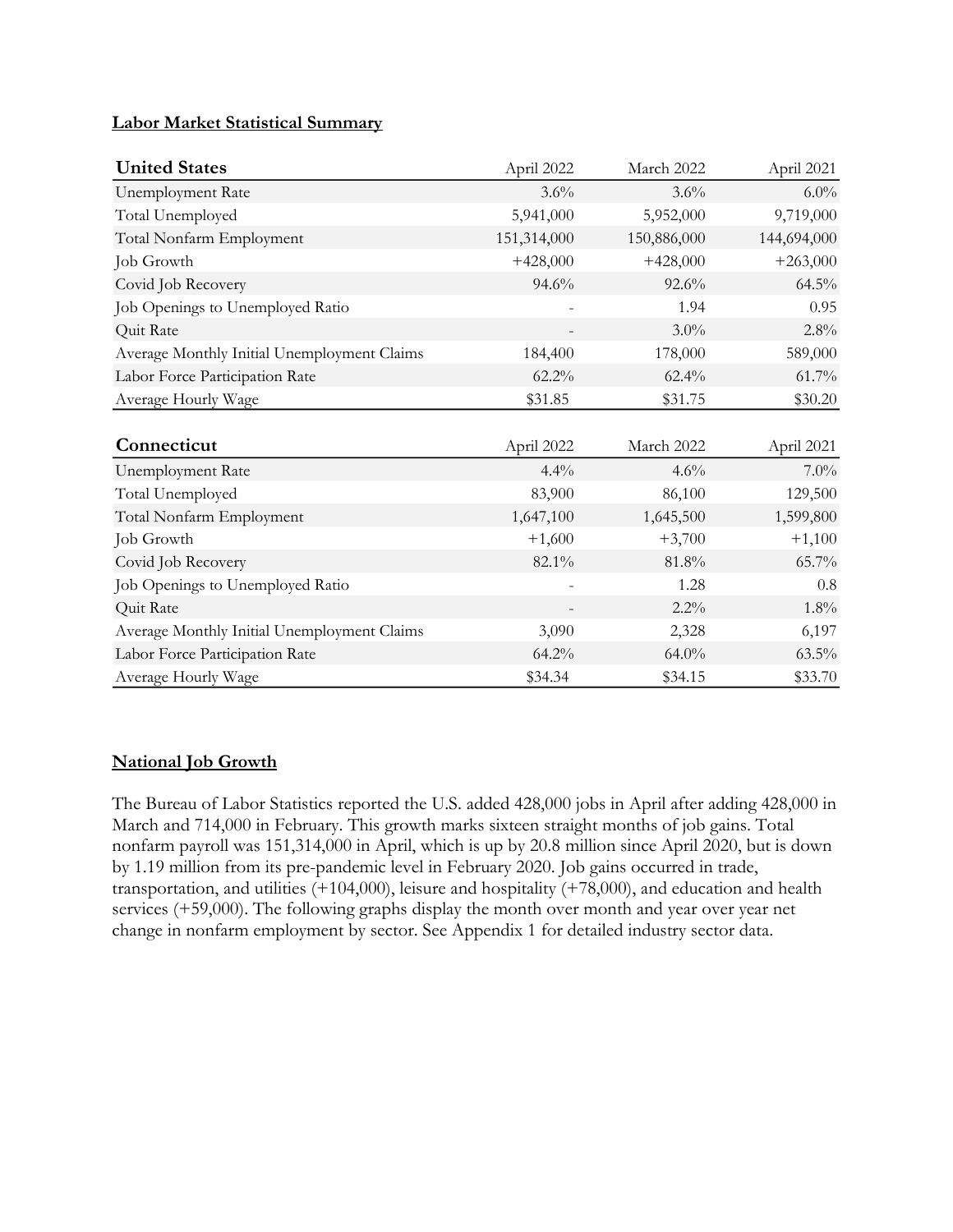## Labor Market Statistical Summary

| United States | April 2022 | March 2022 | April 2021 |
|---|---|---|---|
| Unemployment Rate | 3.6% | 3.6% | 6.0% |
| Total Unemployed | 5,941,000 | 5,952,000 | 9,719,000 |
| Total Nonfarm Employment | 151,314,000 | 150,886,000 | 144,694,000 |
| Job Growth | +428,000 | +428,000 | +263,000 |
| Covid Job Recovery | 94.6% | 92.6% | 64.5% |
| Job Openings to Unemployed Ratio | - | 1.94 | 0.95 |
| Quit Rate | - | 3.0% | 2.8% |
| Average Monthly Initial Unemployment Claims | 184,400 | 178,000 | 589,000 |
| Labor Force Participation Rate | 62.2% | 62.4% | 61.7% |
| Average Hourly Wage | $31.85 | $31.75 | $30.20 |

| Connecticut | April 2022 | March 2022 | April 2021 |
|---|---|---|---|
| Unemployment Rate | 4.4% | 4.6% | 7.0% |
| Total Unemployed | 83,900 | 86,100 | 129,500 |
| Total Nonfarm Employment | 1,647,100 | 1,645,500 | 1,599,800 |
| Job Growth | +1,600 | +3,700 | +1,100 |
| Covid Job Recovery | 82.1% | 81.8% | 65.7% |
| Job Openings to Unemployed Ratio | - | 1.28 | 0.8 |
| Quit Rate | - | 2.2% | 1.8% |
| Average Monthly Initial Unemployment Claims | 3,090 | 2,328 | 6,197 |
| Labor Force Participation Rate | 64.2% | 64.0% | 63.5% |
| Average Hourly Wage | $34.34 | $34.15 | $33.70 |

## National Job Growth

The Bureau of Labor Statistics reported the U.S. added 428,000 jobs in April after adding 428,000 in March and 714,000 in February. This growth marks sixteen straight months of job gains. Total nonfarm payroll was 151,314,000 in April, which is up by 20.8 million since April 2020, but is down by 1.19 million from its pre-pandemic level in February 2020. Job gains occurred in trade, transportation, and utilities (+104,000), leisure and hospitality (+78,000), and education and health services (+59,000). The following graphs display the month over month and year over year net change in nonfarm employment by sector. See Appendix 1 for detailed industry sector data.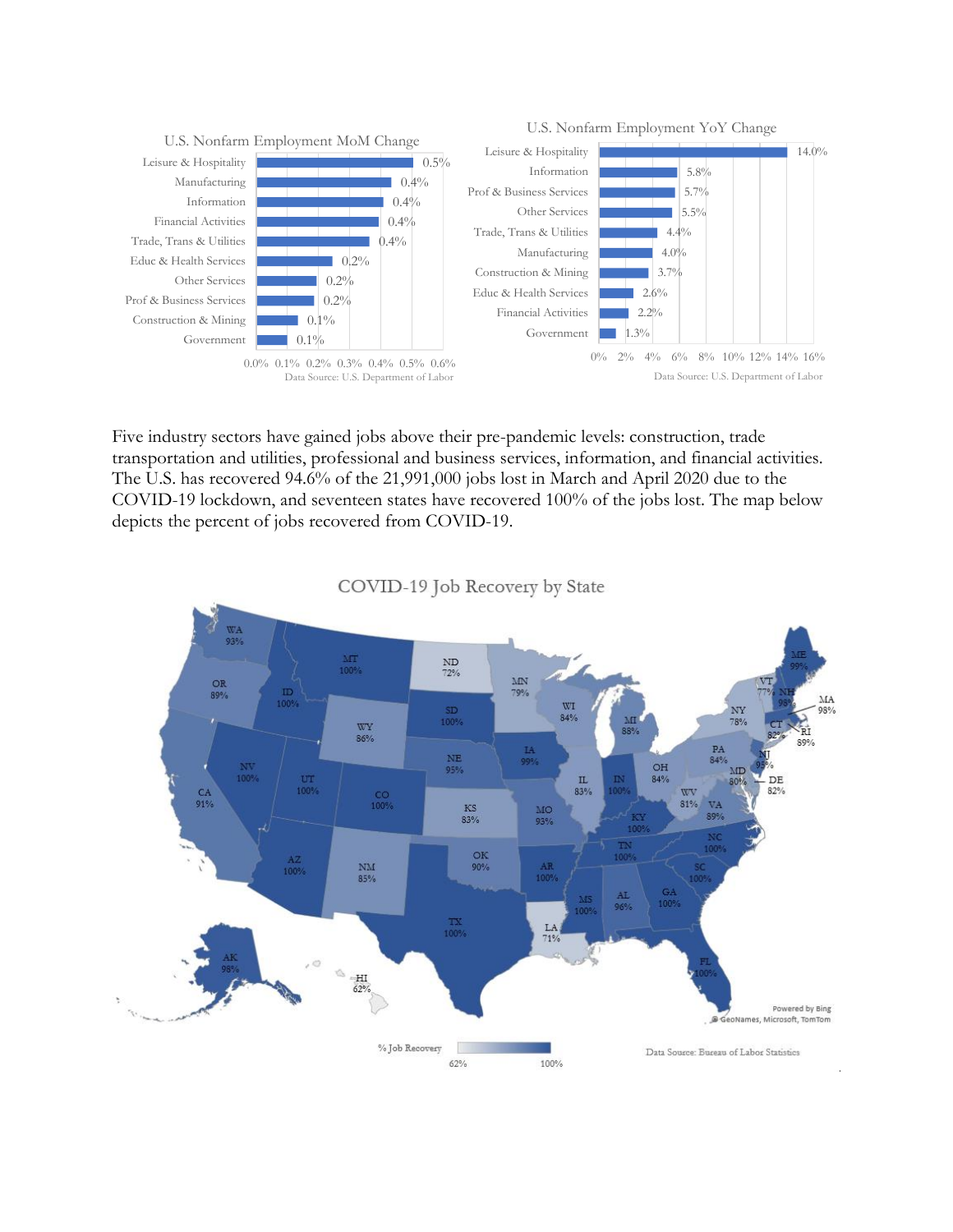U.S. Nonfarm Employment MoM Change

| Sector | MoM Change |
|---|---|
| Leisure & Hospitality | 0.5% |
| Manufacturing | 0.4% |
| Information | 0.4% |
| Financial Activities | 0.4% |
| Trade, Trans & Utilities | 0.4% |
| Educ & Health Services | 0.2% |
| Other Services | 0.2% |
| Prof & Business Services | 0.2% |
| Construction & Mining | 0.1% |
| Government | 0.1% |

Data Source: U.S. Department of Labor

U.S. Nonfarm Employment YoY Change

| Sector | YoY Change |
|---|---|
| Leisure & Hospitality | 14.0% |
| Information | 5.8% |
| Prof & Business Services | 5.7% |
| Other Services | 5.5% |
| Trade, Trans & Utilities | 4.4% |
| Manufacturing | 4.0% |
| Construction & Mining | 3.7% |
| Educ & Health Services | 2.6% |
| Financial Activities | 2.2% |
| Government | 1.3% |

Data Source: U.S. Department of Labor

Five industry sectors have gained jobs above their pre-pandemic levels: construction, trade transportation and utilities, professional and business services, information, and financial activities. The U.S. has recovered 94.6% of the 21,991,000 jobs lost in March and April 2020 due to the COVID-19 lockdown, and seventeen states have recovered 100% of the jobs lost. The map below depicts the percent of jobs recovered from COVID-19.

COVID-19 Job Recovery by State

| State | % Job Recovery |
|---|---|
| WA | 93% |
| OR | 89% |
| CA | 91% |
| ID | 100% |
| NV | 100% |
| MT | 100% |
| UT | 100% |
| AZ | 100% |
| WY | 86% |
| CO | 100% |
| NM | 85% |
| ND | 72% |
| SD | 100% |
| NE | 95% |
| KS | 83% |
| OK | 90% |
| TX | 100% |
| MN | 79% |
| IA | 99% |
| MO | 93% |
| AR | 100% |
| LA | 71% |
| WI | 84% |
| IL | 83% |
| MS | 100% |
| MI | 88% |
| IN | 100% |
| KY | 100% |
| TN | 100% |
| AL | 96% |
| OH | 84% |
| GA | 100% |
| FL | 100% |
| SC | 100% |
| NC | 100% |
| WV | 81% |
| VA | 89% |
| PA | 84% |
| MD | 80% |
| DE | 82% |
| NJ | 93% |
| NY | 78% |
| CT | 82% |
| RI | 89% |
| MA | 98% |
| VT | 77% |
| NH | 98% |
| ME | 99% |
| AK | 98% |
| HI | 62% |

% Job Recovery: 62% – 100%

Data Source: Bureau of Labor Statistics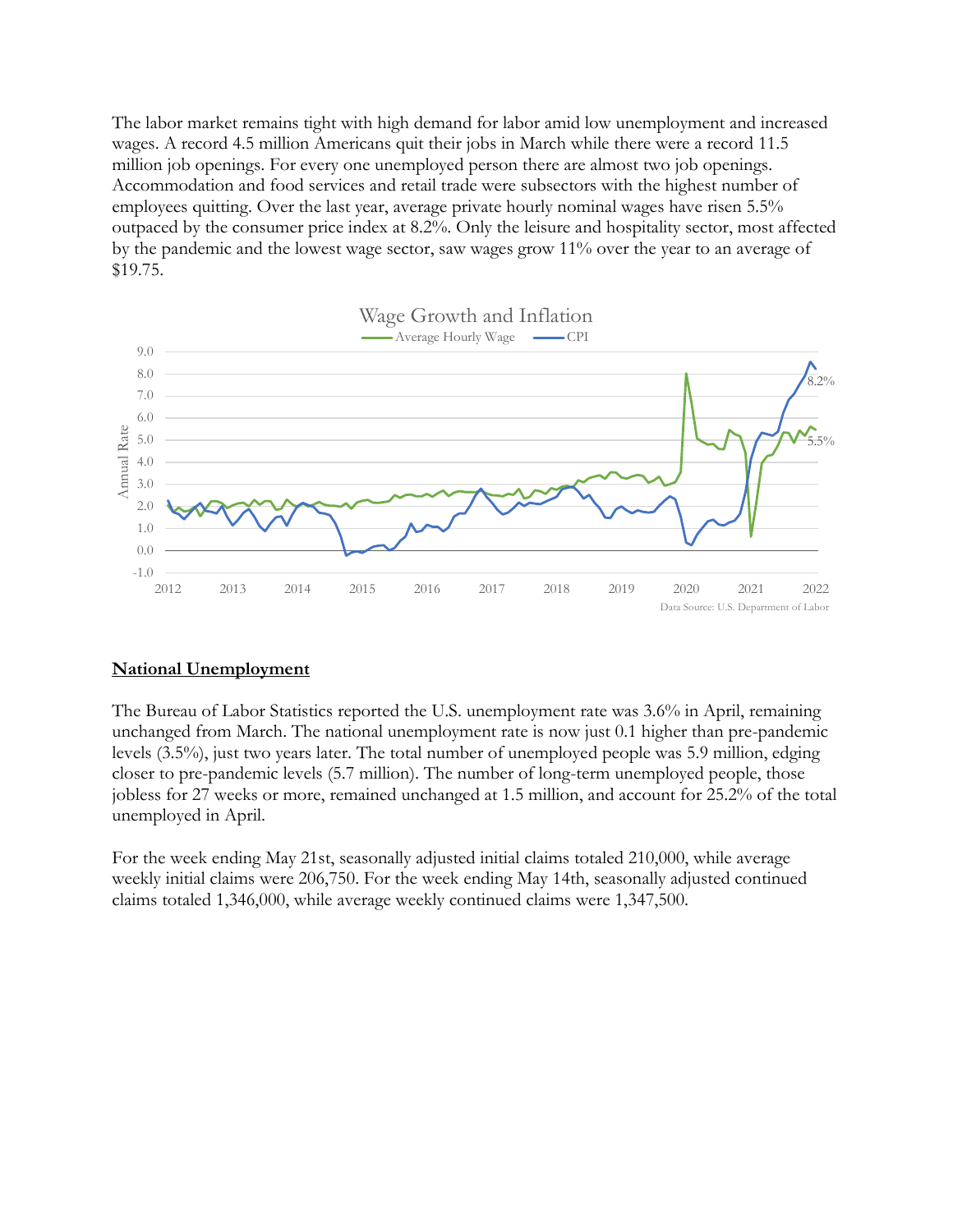The labor market remains tight with high demand for labor amid low unemployment and increased wages. A record 4.5 million Americans quit their jobs in March while there were a record 11.5 million job openings. For every one unemployed person there are almost two job openings. Accommodation and food services and retail trade were subsectors with the highest number of employees quitting. Over the last year, average private hourly nominal wages have risen 5.5% outpaced by the consumer price index at 8.2%. Only the leisure and hospitality sector, most affected by the pandemic and the lowest wage sector, saw wages grow 11% over the year to an average of $19.75.

Wage Growth and Inflation

Data Source: U.S. Department of Labor

## National Unemployment

The Bureau of Labor Statistics reported the U.S. unemployment rate was 3.6% in April, remaining unchanged from March. The national unemployment rate is now just 0.1 higher than pre-pandemic levels (3.5%), just two years later. The total number of unemployed people was 5.9 million, edging closer to pre-pandemic levels (5.7 million). The number of long-term unemployed people, those jobless for 27 weeks or more, remained unchanged at 1.5 million, and account for 25.2% of the total unemployed in April.

For the week ending May 21st, seasonally adjusted initial claims totaled 210,000, while average weekly initial claims were 206,750. For the week ending May 14th, seasonally adjusted continued claims totaled 1,346,000, while average weekly continued claims were 1,347,500.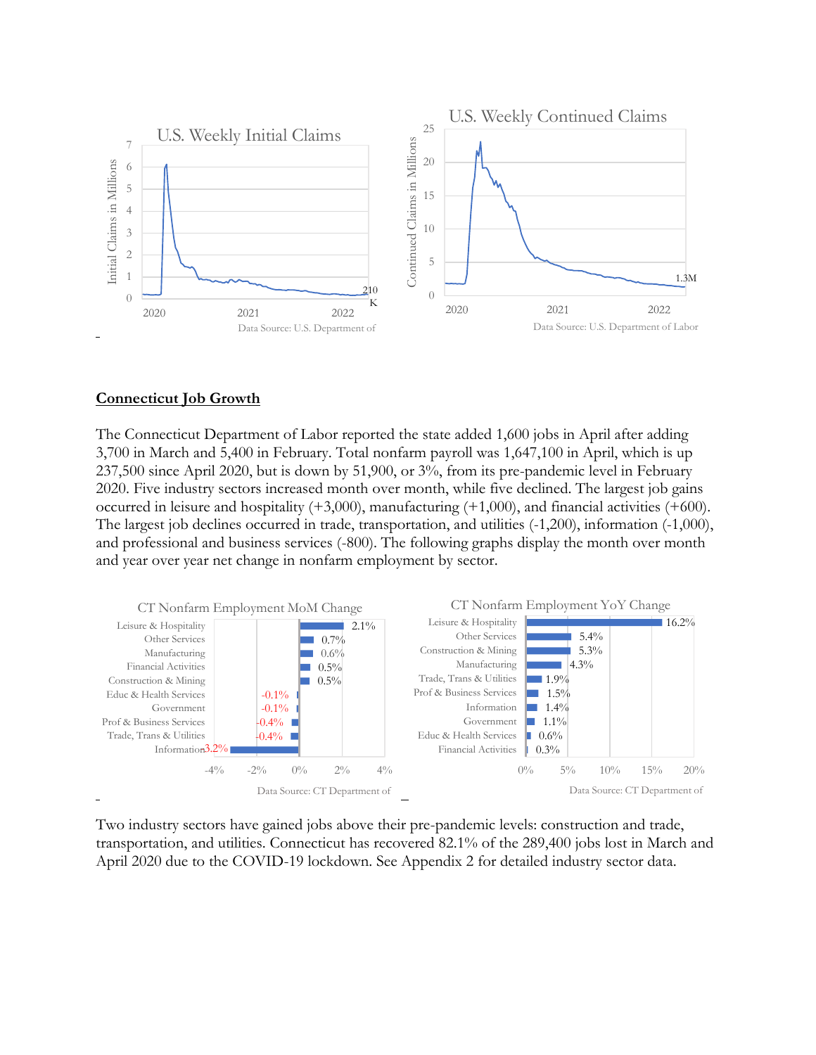U.S. Weekly Initial Claims

Initial Claims in Millions

210 K

Data Source: U.S. Department of

U.S. Weekly Continued Claims

Continued Claims in Millions

1.3M

Data Source: U.S. Department of Labor

## Connecticut Job Growth

The Connecticut Department of Labor reported the state added 1,600 jobs in April after adding 3,700 in March and 5,400 in February. Total nonfarm payroll was 1,647,100 in April, which is up 237,500 since April 2020, but is down by 51,900, or 3%, from its pre-pandemic level in February 2020. Five industry sectors increased month over month, while five declined. The largest job gains occurred in leisure and hospitality (+3,000), manufacturing (+1,000), and financial activities (+600). The largest job declines occurred in trade, transportation, and utilities (-1,200), information (-1,000), and professional and business services (-800). The following graphs display the month over month and year over year net change in nonfarm employment by sector.

CT Nonfarm Employment MoM Change

| Sector | MoM Change |
|---|---|
| Leisure & Hospitality | 2.1% |
| Other Services | 0.7% |
| Manufacturing | 0.6% |
| Financial Activities | 0.5% |
| Construction & Mining | 0.5% |
| Educ & Health Services | -0.1% |
| Government | -0.1% |
| Prof & Business Services | -0.4% |
| Trade, Trans & Utilities | -0.4% |
| Information | -3.2% |

Data Source: CT Department of

CT Nonfarm Employment YoY Change

| Sector | YoY Change |
|---|---|
| Leisure & Hospitality | 16.2% |
| Other Services | 5.4% |
| Construction & Mining | 5.3% |
| Manufacturing | 4.3% |
| Trade, Trans & Utilities | 1.9% |
| Prof & Business Services | 1.5% |
| Information | 1.4% |
| Government | 1.1% |
| Educ & Health Services | 0.6% |
| Financial Activities | 0.3% |

Data Source: CT Department of

Two industry sectors have gained jobs above their pre-pandemic levels: construction and trade, transportation, and utilities. Connecticut has recovered 82.1% of the 289,400 jobs lost in March and April 2020 due to the COVID-19 lockdown. See Appendix 2 for detailed industry sector data.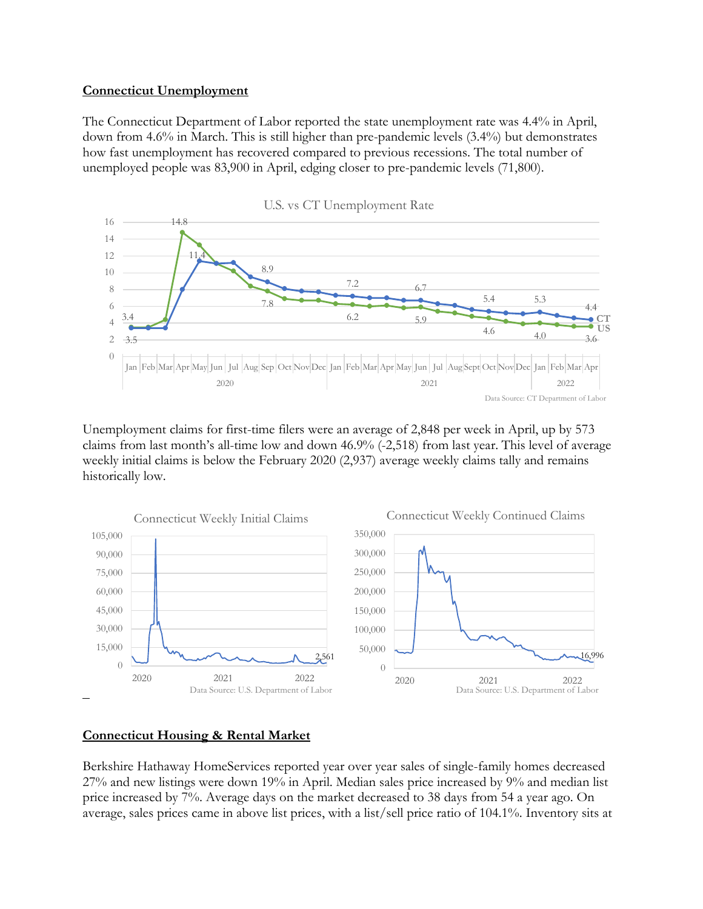## Connecticut Unemployment

The Connecticut Department of Labor reported the state unemployment rate was 4.4% in April, down from 4.6% in March. This is still higher than pre-pandemic levels (3.4%) but demonstrates how fast unemployment has recovered compared to previous recessions. The total number of unemployed people was 83,900 in April, edging closer to pre-pandemic levels (71,800).

Unemployment claims for first-time filers were an average of 2,848 per week in April, up by 573 claims from last month's all-time low and down 46.9% (-2,518) from last year. This level of average weekly initial claims is below the February 2020 (2,937) average weekly claims tally and remains historically low.

## Connecticut Housing & Rental Market

Berkshire Hathaway HomeServices reported year over year sales of single-family homes decreased 27% and new listings were down 19% in April. Median sales price increased by 9% and median list price increased by 7%. Average days on the market decreased to 38 days from 54 a year ago. On average, sales prices came in above list prices, with a list/sell price ratio of 104.1%. Inventory sits at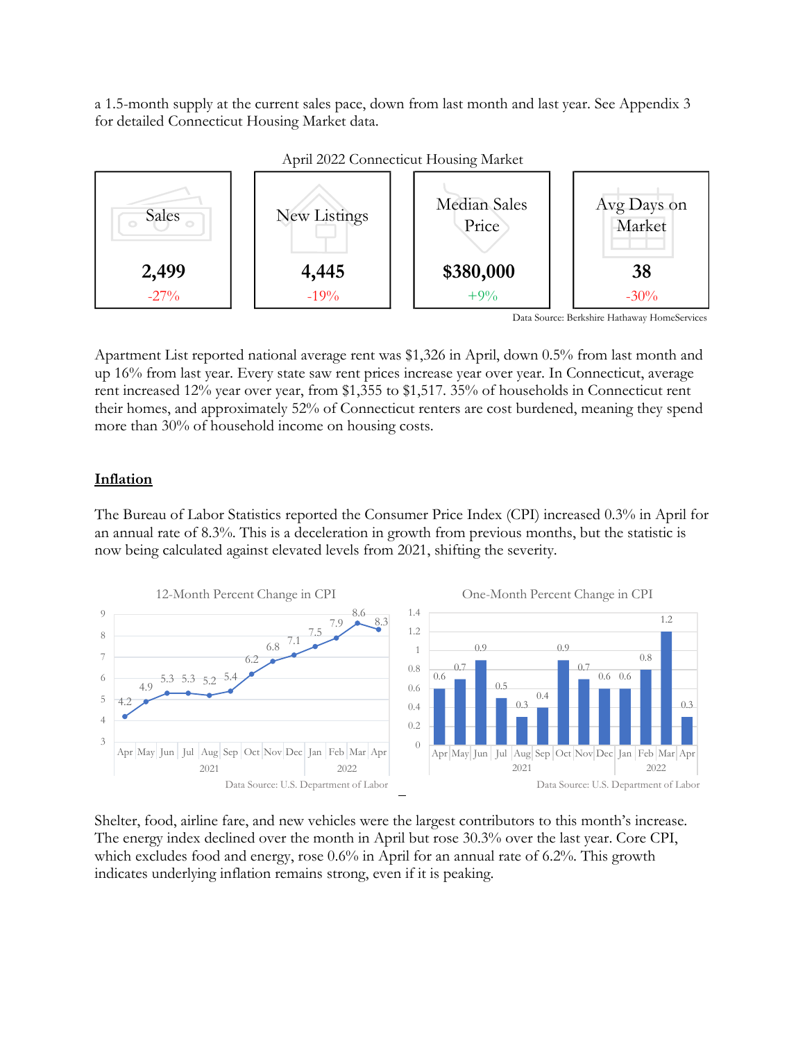a 1.5-month supply at the current sales pace, down from last month and last year. See Appendix 3 for detailed Connecticut Housing Market data.

April 2022 Connecticut Housing Market

| Sales | New Listings | Median Sales Price | Avg Days on Market |
|---|---|---|---|
| 2,499 | 4,445 | $380,000 | 38 |
| -27% | -19% | +9% | -30% |

Data Source: Berkshire Hathaway HomeServices

Apartment List reported national average rent was $1,326 in April, down 0.5% from last month and up 16% from last year. Every state saw rent prices increase year over year. In Connecticut, average rent increased 12% year over year, from $1,355 to $1,517. 35% of households in Connecticut rent their homes, and approximately 52% of Connecticut renters are cost burdened, meaning they spend more than 30% of household income on housing costs.

## Inflation

The Bureau of Labor Statistics reported the Consumer Price Index (CPI) increased 0.3% in April for an annual rate of 8.3%. This is a deceleration in growth from previous months, but the statistic is now being calculated against elevated levels from 2021, shifting the severity.

12-Month Percent Change in CPI

| | Apr 2021 | May | Jun | Jul | Aug | Sep | Oct | Nov | Dec | Jan 2022 | Feb | Mar | Apr |
|---|---|---|---|---|---|---|---|---|---|---|---|---|---|
| 12-Month % Change | 4.2 | 4.9 | 5.3 | 5.3 | 5.2 | 5.4 | 6.2 | 6.8 | 7.1 | 7.5 | 7.9 | 8.6 | 8.3 |

Data Source: U.S. Department of Labor

One-Month Percent Change in CPI

| | Apr 2021 | May | Jun | Jul | Aug | Sep | Oct | Nov | Dec | Jan 2022 | Feb | Mar | Apr |
|---|---|---|---|---|---|---|---|---|---|---|---|---|---|
| One-Month % Change | 0.6 | 0.7 | 0.9 | 0.5 | 0.3 | 0.4 | 0.9 | 0.7 | 0.6 | 0.6 | 0.8 | 1.2 | 0.3 |

Data Source: U.S. Department of Labor

Shelter, food, airline fare, and new vehicles were the largest contributors to this month's increase. The energy index declined over the month in April but rose 30.3% over the last year. Core CPI, which excludes food and energy, rose 0.6% in April for an annual rate of 6.2%. This growth indicates underlying inflation remains strong, even if it is peaking.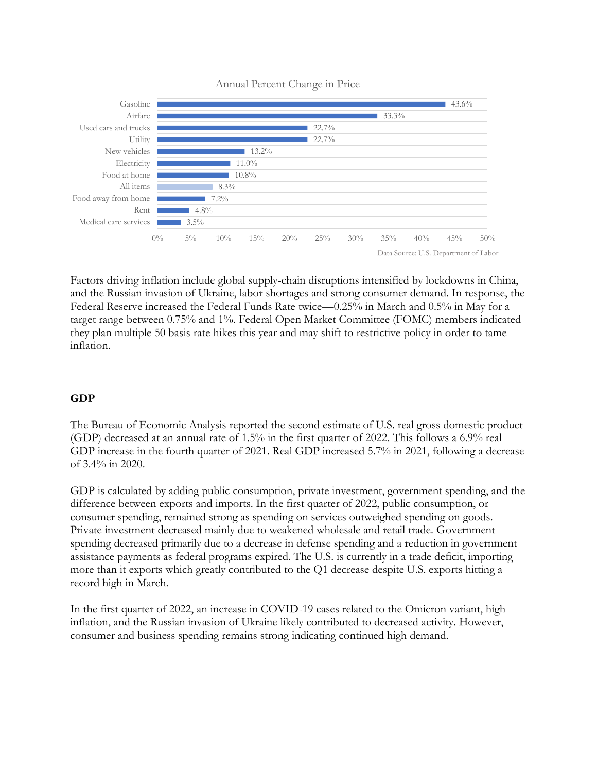Annual Percent Change in Price

| Category | Annual Percent Change |
| --- | --- |
| Gasoline | 43.6% |
| Airfare | 33.3% |
| Used cars and trucks | 22.7% |
| Utility | 22.7% |
| New vehicles | 13.2% |
| Electricity | 11.0% |
| Food at home | 10.8% |
| All items | 8.3% |
| Food away from home | 7.2% |
| Rent | 4.8% |
| Medical care services | 3.5% |

Data Source: U.S. Department of Labor

Factors driving inflation include global supply-chain disruptions intensified by lockdowns in China, and the Russian invasion of Ukraine, labor shortages and strong consumer demand. In response, the Federal Reserve increased the Federal Funds Rate twice—0.25% in March and 0.5% in May for a target range between 0.75% and 1%. Federal Open Market Committee (FOMC) members indicated they plan multiple 50 basis rate hikes this year and may shift to restrictive policy in order to tame inflation.

## GDP

The Bureau of Economic Analysis reported the second estimate of U.S. real gross domestic product (GDP) decreased at an annual rate of 1.5% in the first quarter of 2022. This follows a 6.9% real GDP increase in the fourth quarter of 2021. Real GDP increased 5.7% in 2021, following a decrease of 3.4% in 2020.

GDP is calculated by adding public consumption, private investment, government spending, and the difference between exports and imports. In the first quarter of 2022, public consumption, or consumer spending, remained strong as spending on services outweighed spending on goods. Private investment decreased mainly due to weakened wholesale and retail trade. Government spending decreased primarily due to a decrease in defense spending and a reduction in government assistance payments as federal programs expired. The U.S. is currently in a trade deficit, importing more than it exports which greatly contributed to the Q1 decrease despite U.S. exports hitting a record high in March.

In the first quarter of 2022, an increase in COVID-19 cases related to the Omicron variant, high inflation, and the Russian invasion of Ukraine likely contributed to decreased activity. However, consumer and business spending remains strong indicating continued high demand.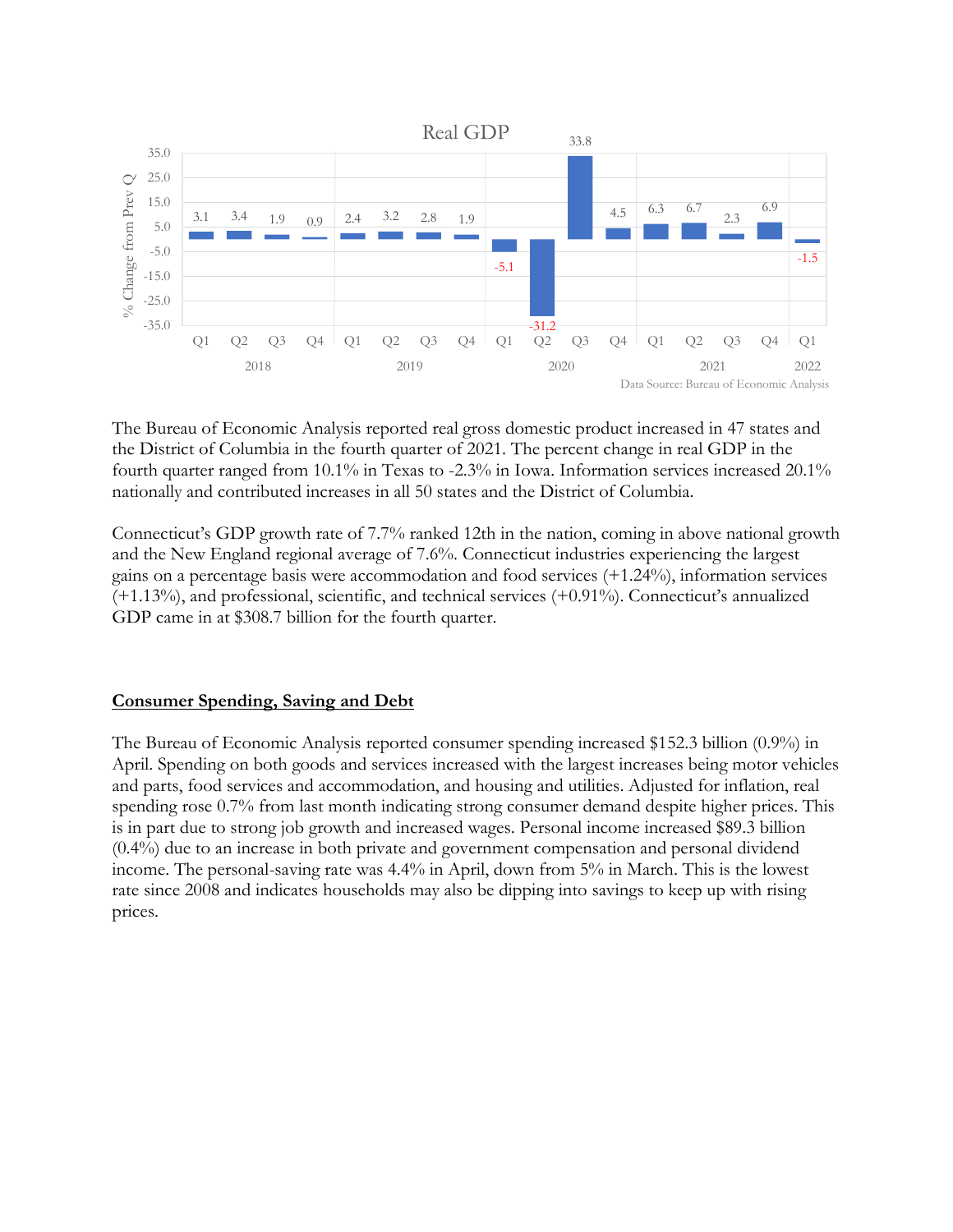Real GDP

| Year | Quarter | % Change from Prev Q |
|---|---|---|
| 2018 | Q1 | 3.1 |
| | Q2 | 3.4 |
| | Q3 | 1.9 |
| | Q4 | 0.9 |
| 2019 | Q1 | 2.4 |
| | Q2 | 3.2 |
| | Q3 | 2.8 |
| | Q4 | 1.9 |
| 2020 | Q1 | -5.1 |
| | Q2 | -31.2 |
| | Q3 | 33.8 |
| | Q4 | 4.5 |
| 2021 | Q1 | 6.3 |
| | Q2 | 6.7 |
| | Q3 | 2.3 |
| | Q4 | 6.9 |
| 2022 | Q1 | -1.5 |

Data Source: Bureau of Economic Analysis

The Bureau of Economic Analysis reported real gross domestic product increased in 47 states and the District of Columbia in the fourth quarter of 2021. The percent change in real GDP in the fourth quarter ranged from 10.1% in Texas to -2.3% in Iowa. Information services increased 20.1% nationally and contributed increases in all 50 states and the District of Columbia.

Connecticut's GDP growth rate of 7.7% ranked 12th in the nation, coming in above national growth and the New England regional average of 7.6%. Connecticut industries experiencing the largest gains on a percentage basis were accommodation and food services (+1.24%), information services (+1.13%), and professional, scientific, and technical services (+0.91%). Connecticut's annualized GDP came in at $308.7 billion for the fourth quarter.

## <u>Consumer Spending, Saving and Debt</u>

The Bureau of Economic Analysis reported consumer spending increased $152.3 billion (0.9%) in April. Spending on both goods and services increased with the largest increases being motor vehicles and parts, food services and accommodation, and housing and utilities. Adjusted for inflation, real spending rose 0.7% from last month indicating strong consumer demand despite higher prices. This is in part due to strong job growth and increased wages. Personal income increased $89.3 billion (0.4%) due to an increase in both private and government compensation and personal dividend income. The personal-saving rate was 4.4% in April, down from 5% in March. This is the lowest rate since 2008 and indicates households may also be dipping into savings to keep up with rising prices.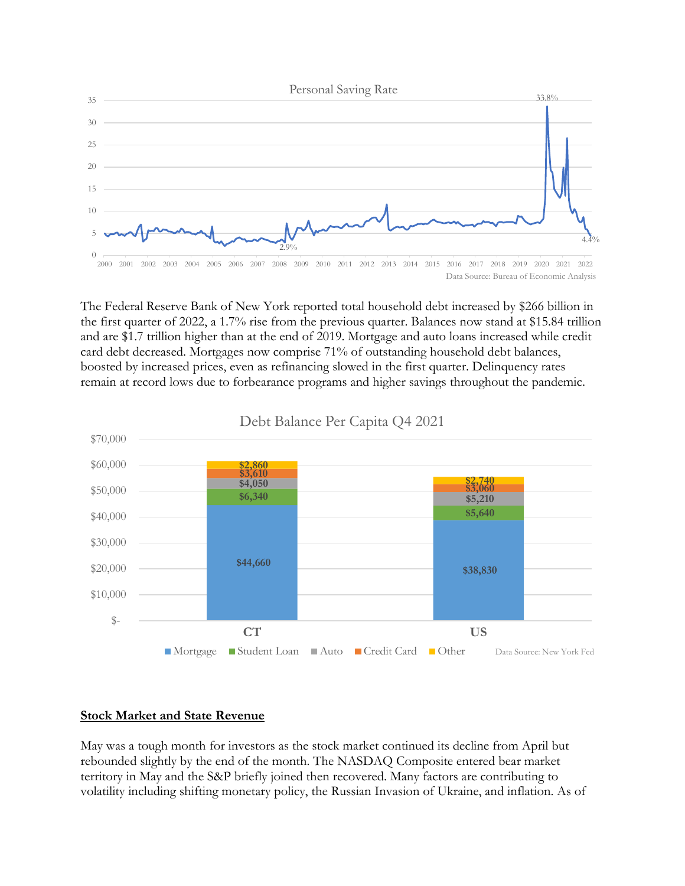Personal Saving Rate

Data Source: Bureau of Economic Analysis

The Federal Reserve Bank of New York reported total household debt increased by $266 billion in the first quarter of 2022, a 1.7% rise from the previous quarter. Balances now stand at $15.84 trillion and are $1.7 trillion higher than at the end of 2019. Mortgage and auto loans increased while credit card debt decreased. Mortgages now comprise 71% of outstanding household debt balances, boosted by increased prices, even as refinancing slowed in the first quarter. Delinquency rates remain at record lows due to forbearance programs and higher savings throughout the pandemic.

Debt Balance Per Capita Q4 2021

| | CT | US |
|---|---|---|
| Mortgage | $44,660 | $38,830 |
| Student Loan | $6,340 | $5,640 |
| Auto | $4,050 | $5,210 |
| Credit Card | $3,610 | $3,060 |
| Other | $2,860 | $2,740 |

Data Source: New York Fed

## Stock Market and State Revenue

May was a tough month for investors as the stock market continued its decline from April but rebounded slightly by the end of the month. The NASDAQ Composite entered bear market territory in May and the S&P briefly joined then recovered. Many factors are contributing to volatility including shifting monetary policy, the Russian Invasion of Ukraine, and inflation. As of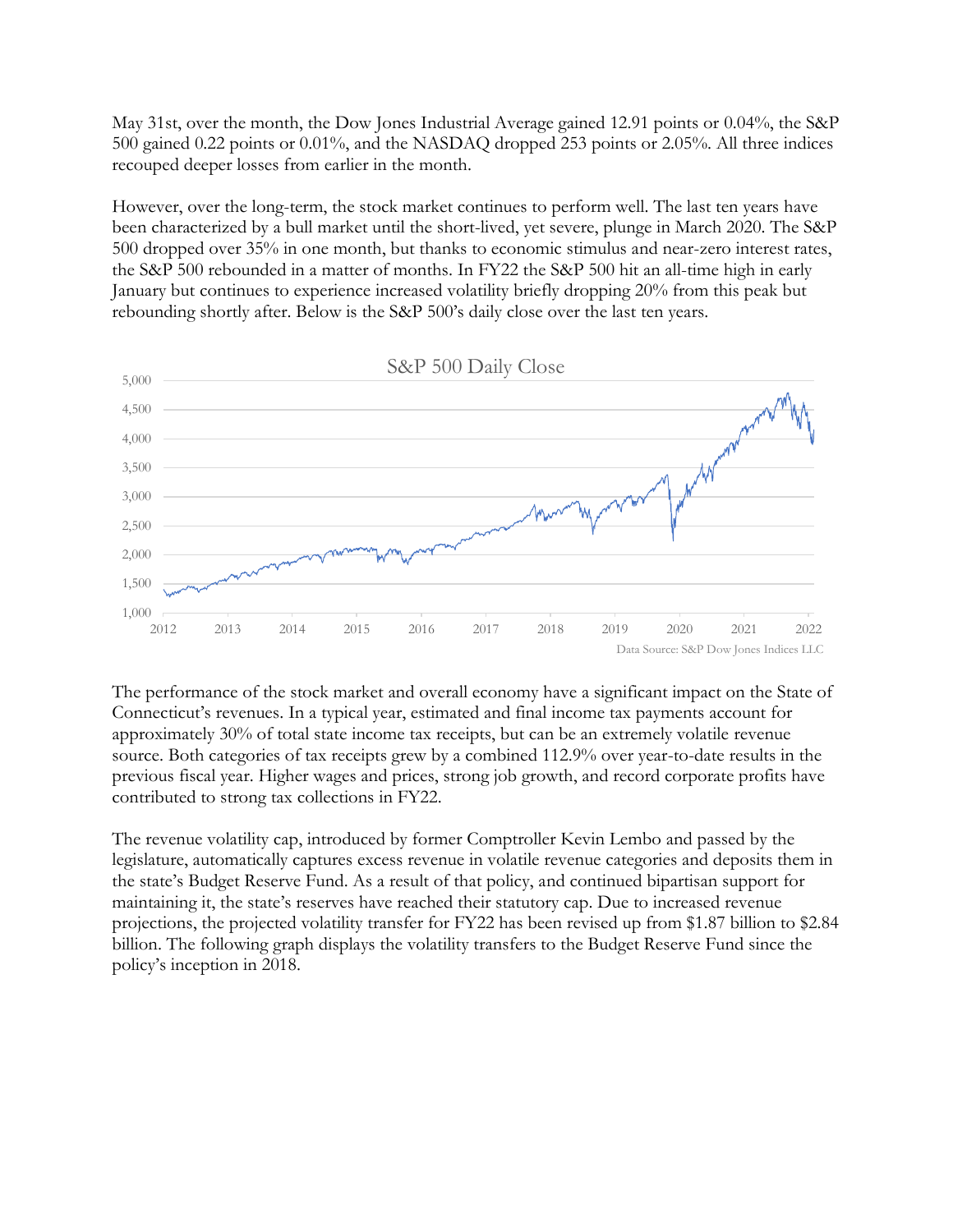May 31st, over the month, the Dow Jones Industrial Average gained 12.91 points or 0.04%, the S&P 500 gained 0.22 points or 0.01%, and the NASDAQ dropped 253 points or 2.05%. All three indices recouped deeper losses from earlier in the month.

However, over the long-term, the stock market continues to perform well. The last ten years have been characterized by a bull market until the short-lived, yet severe, plunge in March 2020. The S&P 500 dropped over 35% in one month, but thanks to economic stimulus and near-zero interest rates, the S&P 500 rebounded in a matter of months. In FY22 the S&P 500 hit an all-time high in early January but continues to experience increased volatility briefly dropping 20% from this peak but rebounding shortly after. Below is the S&P 500's daily close over the last ten years.

S&P 500 Daily Close

Data Source: S&P Dow Jones Indices LLC

The performance of the stock market and overall economy have a significant impact on the State of Connecticut's revenues. In a typical year, estimated and final income tax payments account for approximately 30% of total state income tax receipts, but can be an extremely volatile revenue source. Both categories of tax receipts grew by a combined 112.9% over year-to-date results in the previous fiscal year. Higher wages and prices, strong job growth, and record corporate profits have contributed to strong tax collections in FY22.

The revenue volatility cap, introduced by former Comptroller Kevin Lembo and passed by the legislature, automatically captures excess revenue in volatile revenue categories and deposits them in the state's Budget Reserve Fund. As a result of that policy, and continued bipartisan support for maintaining it, the state's reserves have reached their statutory cap. Due to increased revenue projections, the projected volatility transfer for FY22 has been revised up from $1.87 billion to $2.84 billion. The following graph displays the volatility transfers to the Budget Reserve Fund since the policy's inception in 2018.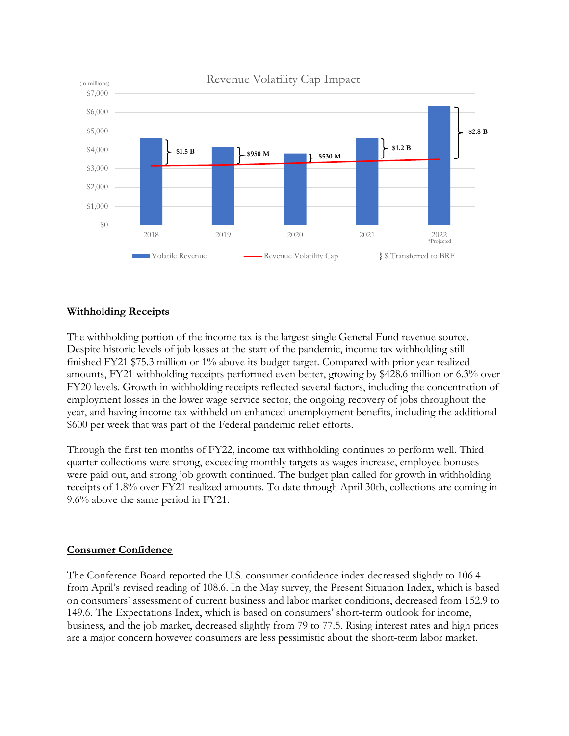Revenue Volatility Cap Impact

(in millions)

| Year | Transferred to BRF |
|---|---|
| 2018 | $1.5 B |
| 2019 | $950 M |
| 2020 | $530 M |
| 2021 | $1.2 B |
| 2022 *Projected | $2.8 B |

Volatile Revenue — Revenue Volatility Cap — } $ Transferred to BRF

## Withholding Receipts

The withholding portion of the income tax is the largest single General Fund revenue source. Despite historic levels of job losses at the start of the pandemic, income tax withholding still finished FY21 $75.3 million or 1% above its budget target. Compared with prior year realized amounts, FY21 withholding receipts performed even better, growing by $428.6 million or 6.3% over FY20 levels. Growth in withholding receipts reflected several factors, including the concentration of employment losses in the lower wage service sector, the ongoing recovery of jobs throughout the year, and having income tax withheld on enhanced unemployment benefits, including the additional $600 per week that was part of the Federal pandemic relief efforts.

Through the first ten months of FY22, income tax withholding continues to perform well. Third quarter collections were strong, exceeding monthly targets as wages increase, employee bonuses were paid out, and strong job growth continued. The budget plan called for growth in withholding receipts of 1.8% over FY21 realized amounts. To date through April 30th, collections are coming in 9.6% above the same period in FY21.

## Consumer Confidence

The Conference Board reported the U.S. consumer confidence index decreased slightly to 106.4 from April's revised reading of 108.6. In the May survey, the Present Situation Index, which is based on consumers' assessment of current business and labor market conditions, decreased from 152.9 to 149.6. The Expectations Index, which is based on consumers' short-term outlook for income, business, and the job market, decreased slightly from 79 to 77.5. Rising interest rates and high prices are a major concern however consumers are less pessimistic about the short-term labor market.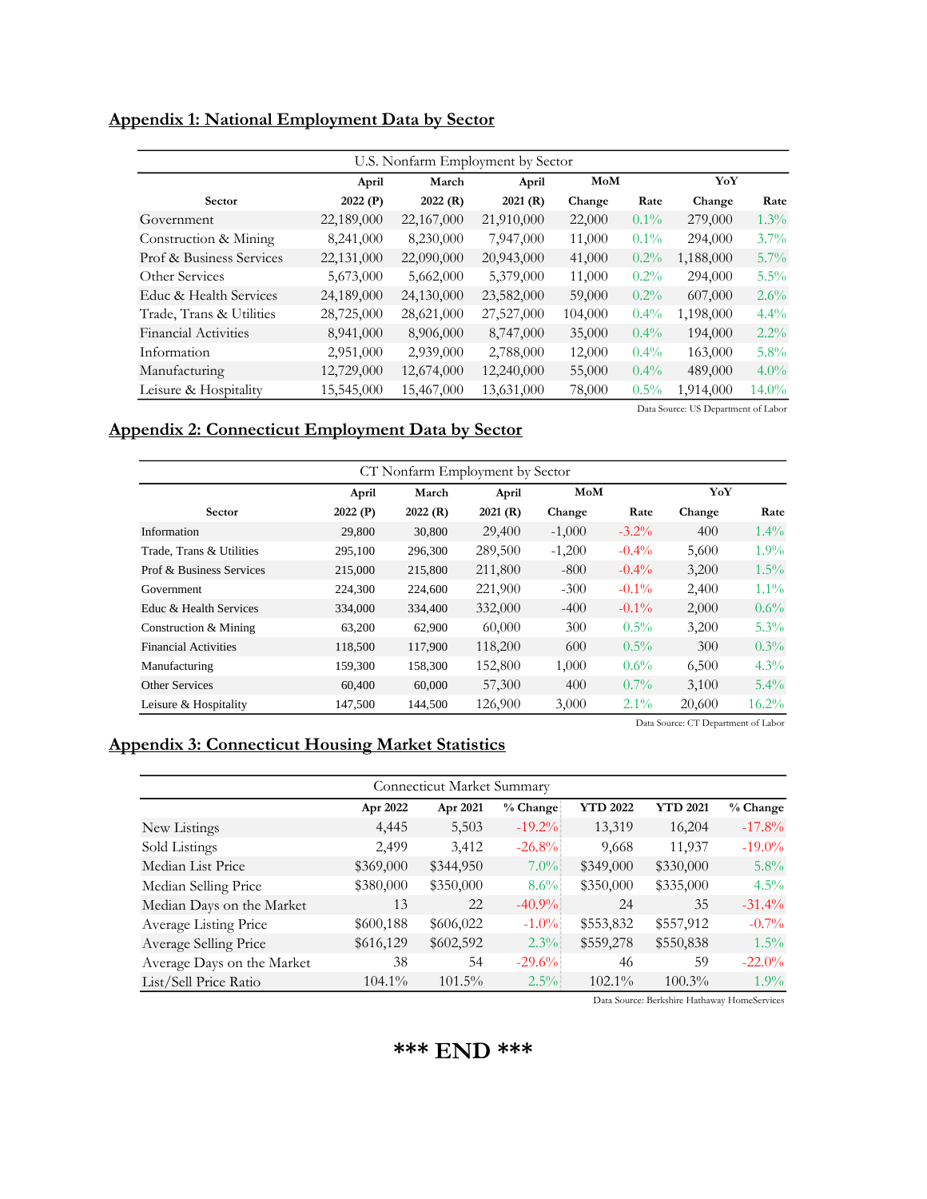## Appendix 1: National Employment Data by Sector

| U.S. Nonfarm Employment by Sector | | | | | | | |
|---|---|---|---|---|---|---|---|
| | April | March | April | MoM | | YoY | |
| Sector | 2022 (P) | 2022 (R) | 2021 (R) | Change | Rate | Change | Rate |
| Government | 22,189,000 | 22,167,000 | 21,910,000 | 22,000 | 0.1% | 279,000 | 1.3% |
| Construction & Mining | 8,241,000 | 8,230,000 | 7,947,000 | 11,000 | 0.1% | 294,000 | 3.7% |
| Prof & Business Services | 22,131,000 | 22,090,000 | 20,943,000 | 41,000 | 0.2% | 1,188,000 | 5.7% |
| Other Services | 5,673,000 | 5,662,000 | 5,379,000 | 11,000 | 0.2% | 294,000 | 5.5% |
| Educ & Health Services | 24,189,000 | 24,130,000 | 23,582,000 | 59,000 | 0.2% | 607,000 | 2.6% |
| Trade, Trans & Utilities | 28,725,000 | 28,621,000 | 27,527,000 | 104,000 | 0.4% | 1,198,000 | 4.4% |
| Financial Activities | 8,941,000 | 8,906,000 | 8,747,000 | 35,000 | 0.4% | 194,000 | 2.2% |
| Information | 2,951,000 | 2,939,000 | 2,788,000 | 12,000 | 0.4% | 163,000 | 5.8% |
| Manufacturing | 12,729,000 | 12,674,000 | 12,240,000 | 55,000 | 0.4% | 489,000 | 4.0% |
| Leisure & Hospitality | 15,545,000 | 15,467,000 | 13,631,000 | 78,000 | 0.5% | 1,914,000 | 14.0% |

Data Source: US Department of Labor

## Appendix 2: Connecticut Employment Data by Sector

| CT Nonfarm Employment by Sector | | | | | | | |
|---|---|---|---|---|---|---|---|
| | April | March | April | MoM | | YoY | |
| Sector | 2022 (P) | 2022 (R) | 2021 (R) | Change | Rate | Change | Rate |
| Information | 29,800 | 30,800 | 29,400 | -1,000 | -3.2% | 400 | 1.4% |
| Trade, Trans & Utilities | 295,100 | 296,300 | 289,500 | -1,200 | -0.4% | 5,600 | 1.9% |
| Prof & Business Services | 215,000 | 215,800 | 211,800 | -800 | -0.4% | 3,200 | 1.5% |
| Government | 224,300 | 224,600 | 221,900 | -300 | -0.1% | 2,400 | 1.1% |
| Educ & Health Services | 334,000 | 334,400 | 332,000 | -400 | -0.1% | 2,000 | 0.6% |
| Construction & Mining | 63,200 | 62,900 | 60,000 | 300 | 0.5% | 3,200 | 5.3% |
| Financial Activities | 118,500 | 117,900 | 118,200 | 600 | 0.5% | 300 | 0.3% |
| Manufacturing | 159,300 | 158,300 | 152,800 | 1,000 | 0.6% | 6,500 | 4.3% |
| Other Services | 60,400 | 60,000 | 57,300 | 400 | 0.7% | 3,100 | 5.4% |
| Leisure & Hospitality | 147,500 | 144,500 | 126,900 | 3,000 | 2.1% | 20,600 | 16.2% |

Data Source: CT Department of Labor

## Appendix 3: Connecticut Housing Market Statistics

| Connecticut Market Summary | | | | | | |
|---|---|---|---|---|---|---|
| | Apr 2022 | Apr 2021 | % Change | YTD 2022 | YTD 2021 | % Change |
| New Listings | 4,445 | 5,503 | -19.2% | 13,319 | 16,204 | -17.8% |
| Sold Listings | 2,499 | 3,412 | -26.8% | 9,668 | 11,937 | -19.0% |
| Median List Price | $369,000 | $344,950 | 7.0% | $349,000 | $330,000 | 5.8% |
| Median Selling Price | $380,000 | $350,000 | 8.6% | $350,000 | $335,000 | 4.5% |
| Median Days on the Market | 13 | 22 | -40.9% | 24 | 35 | -31.4% |
| Average Listing Price | $600,188 | $606,022 | -1.0% | $553,832 | $557,912 | -0.7% |
| Average Selling Price | $616,129 | $602,592 | 2.3% | $559,278 | $550,838 | 1.5% |
| Average Days on the Market | 38 | 54 | -29.6% | 46 | 59 | -22.0% |
| List/Sell Price Ratio | 104.1% | 101.5% | 2.5% | 102.1% | 100.3% | 1.9% |

Data Source: Berkshire Hathaway HomeServices

**\*\*\* END \*\*\***